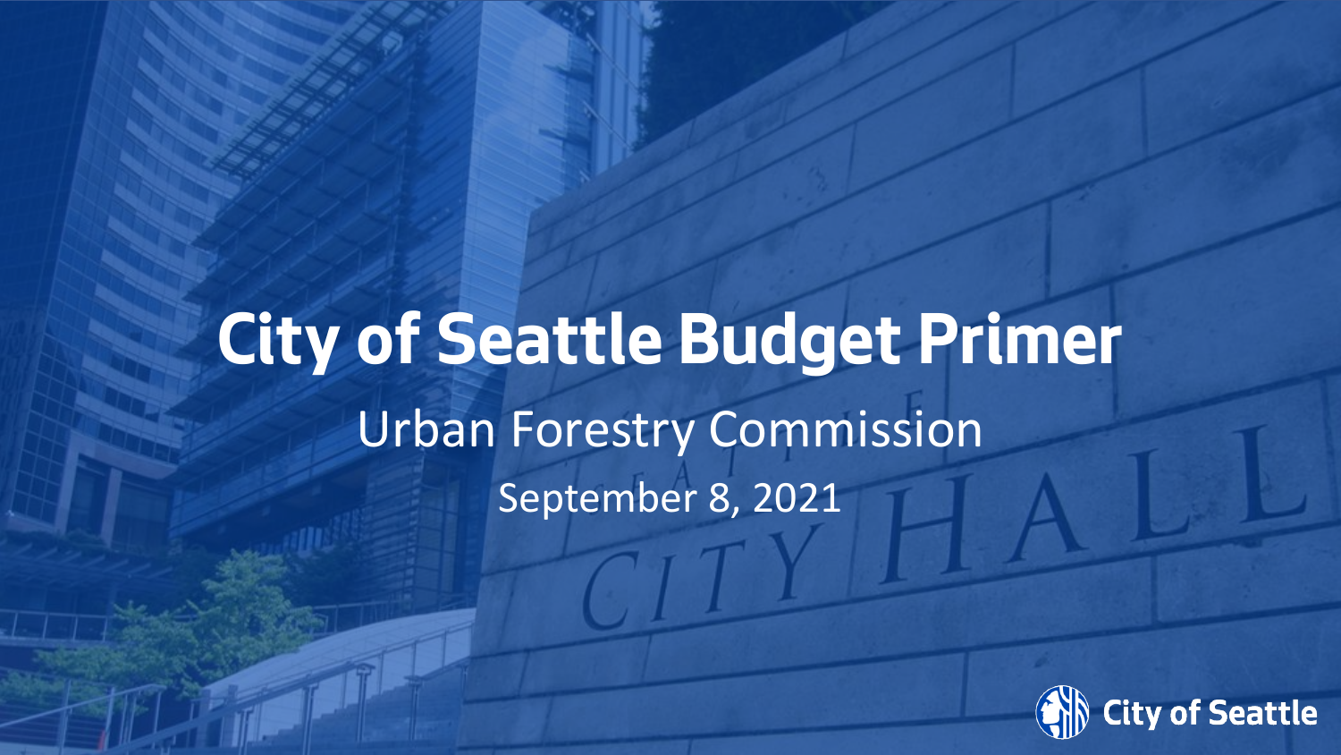# City of Seattle Budget Primer

Urban Forestry Commission

September 8, 2021

City of Seattle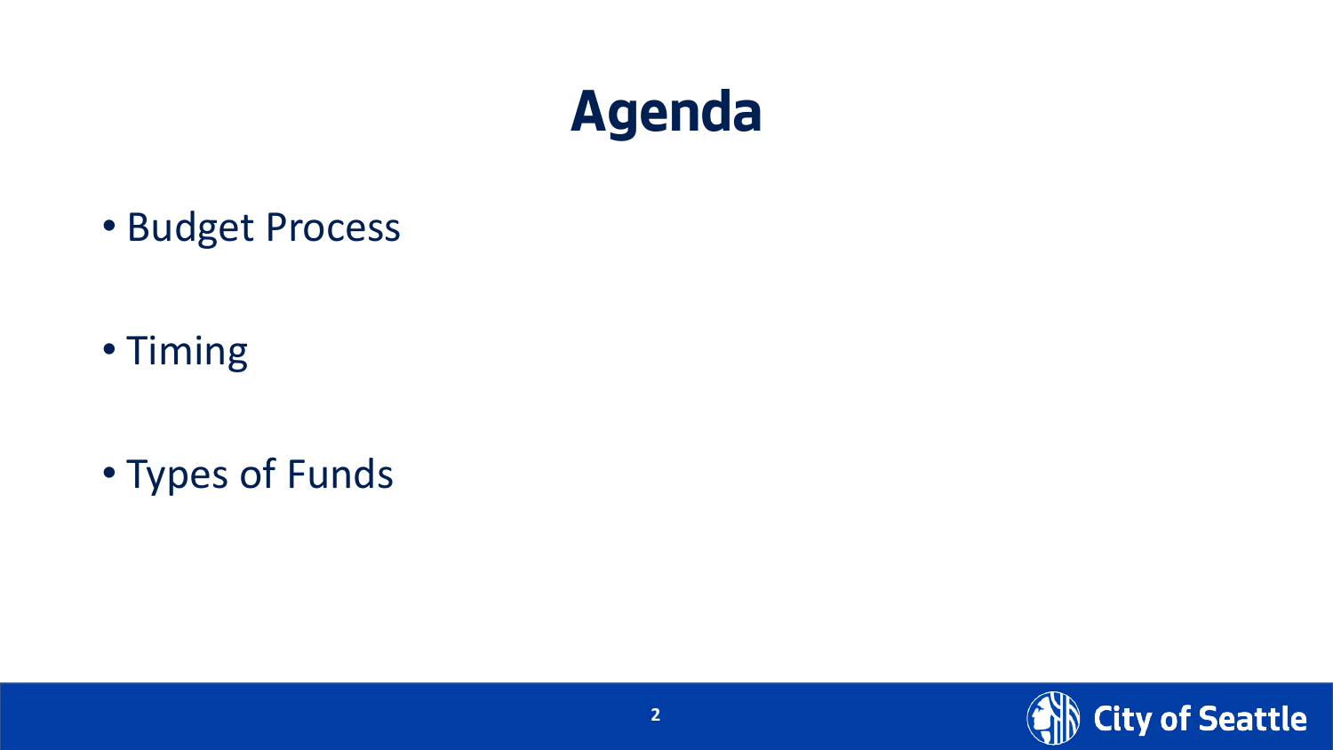# Agenda

- Budget Process
- Timing
- Types of Funds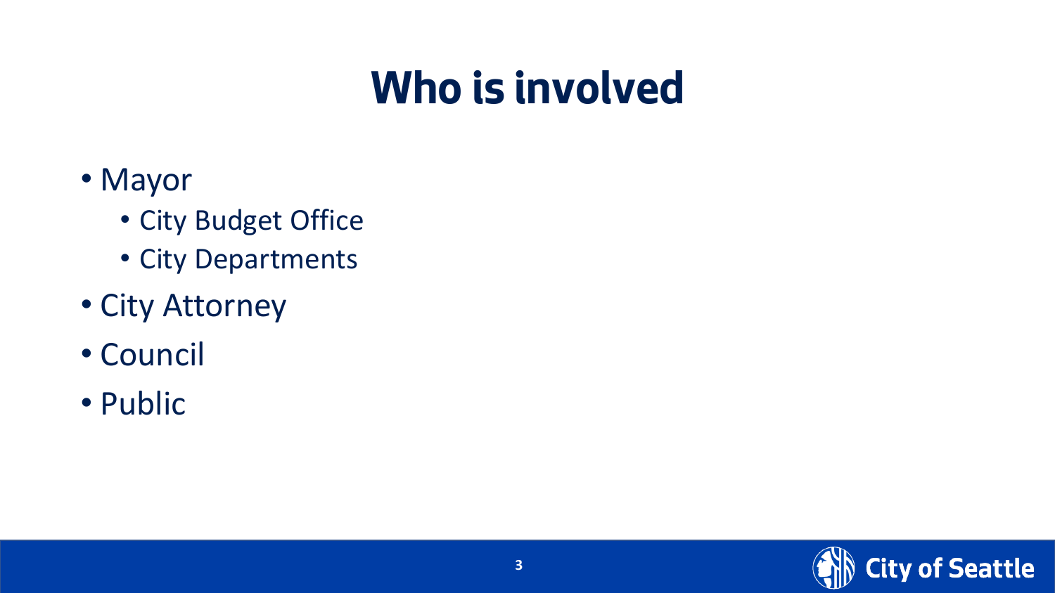# Who is involved

- Mayor
  - City Budget Office
  - City Departments
- City Attorney
- Council
- Public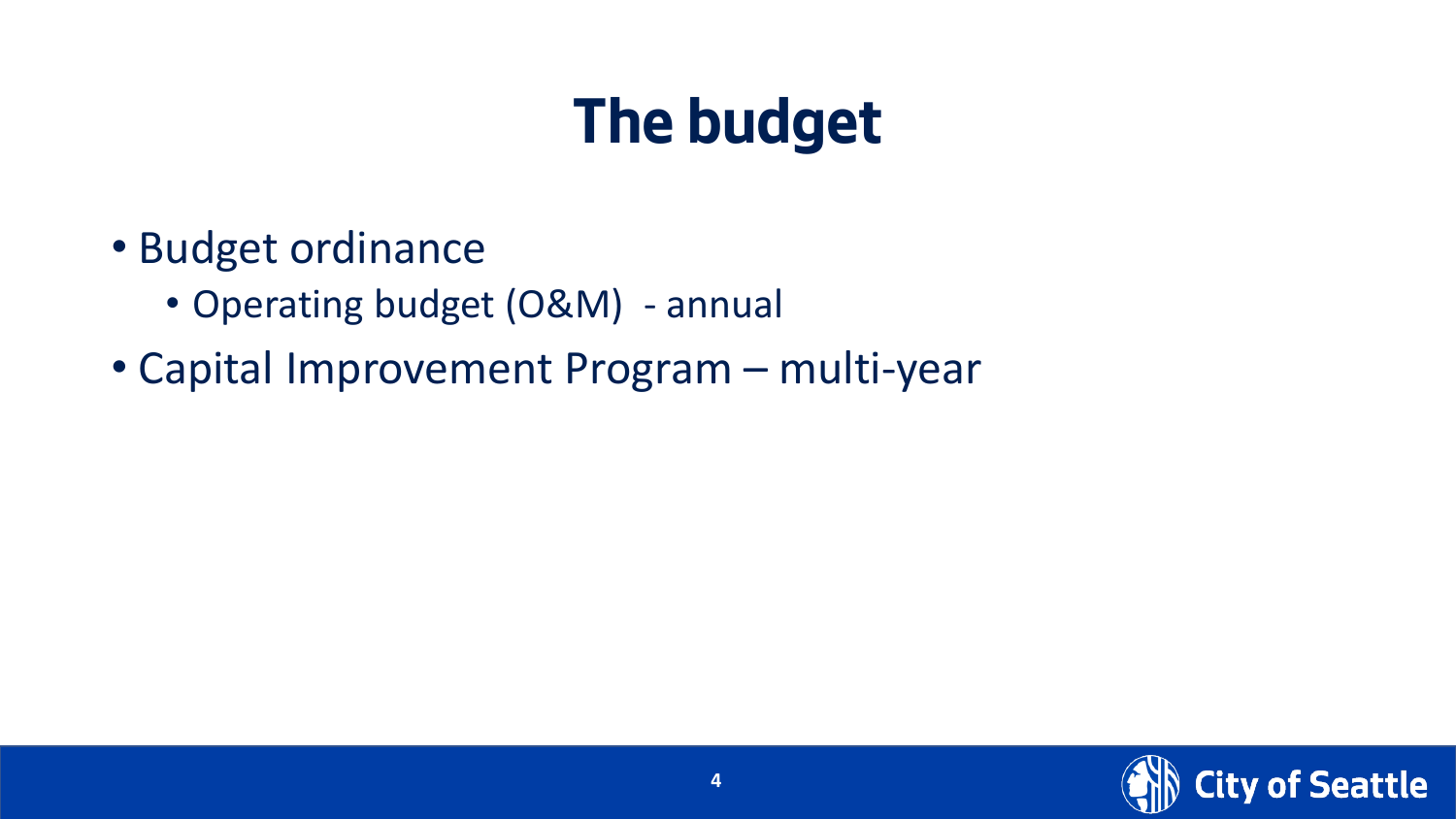# The budget

- Budget ordinance
  - Operating budget (O&M) - annual
- Capital Improvement Program – multi-year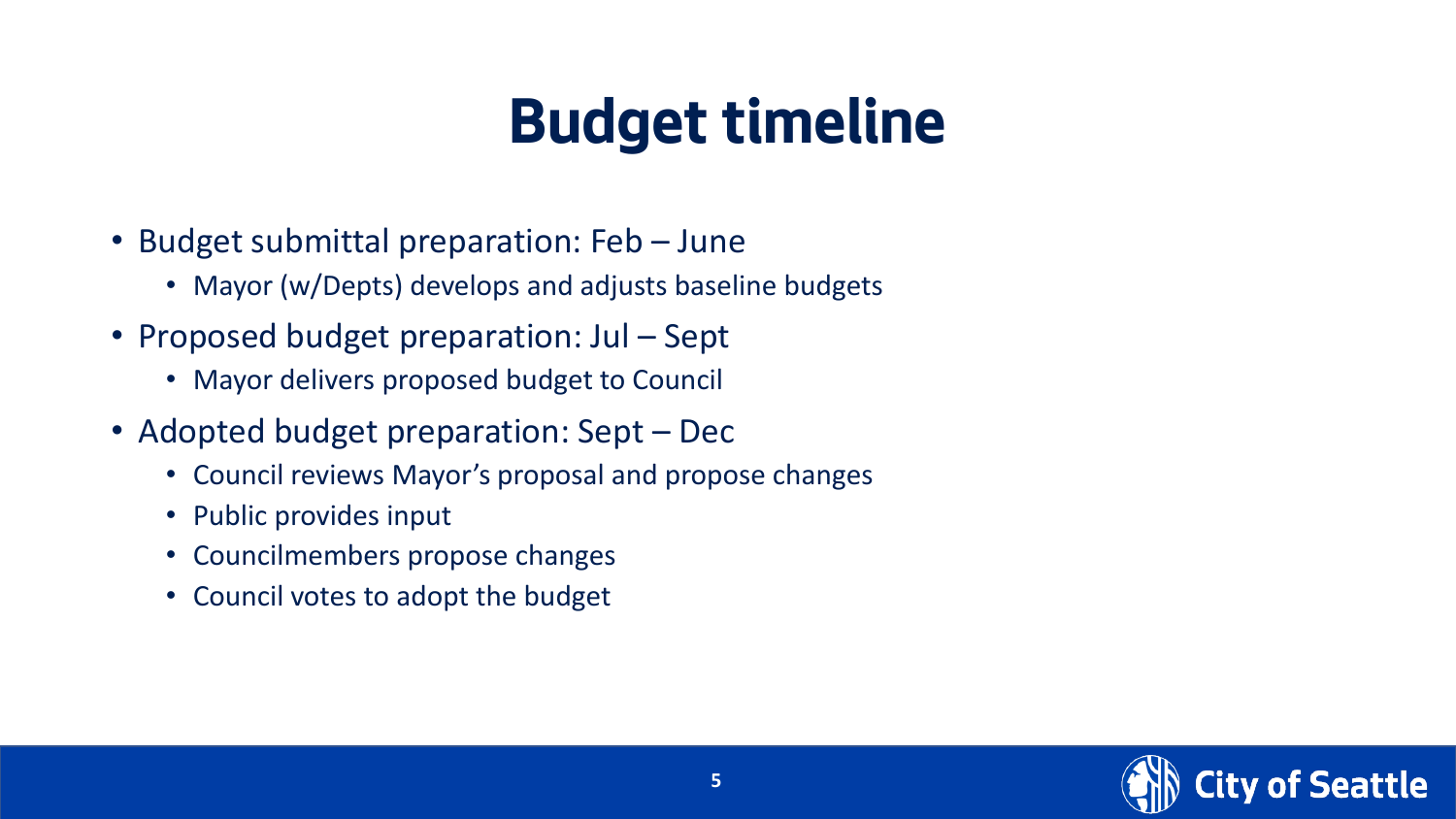# Budget timeline

- Budget submittal preparation: Feb – June
  - Mayor (w/Depts) develops and adjusts baseline budgets
- Proposed budget preparation: Jul – Sept
  - Mayor delivers proposed budget to Council
- Adopted budget preparation: Sept – Dec
  - Council reviews Mayor's proposal and propose changes
  - Public provides input
  - Councilmembers propose changes
  - Council votes to adopt the budget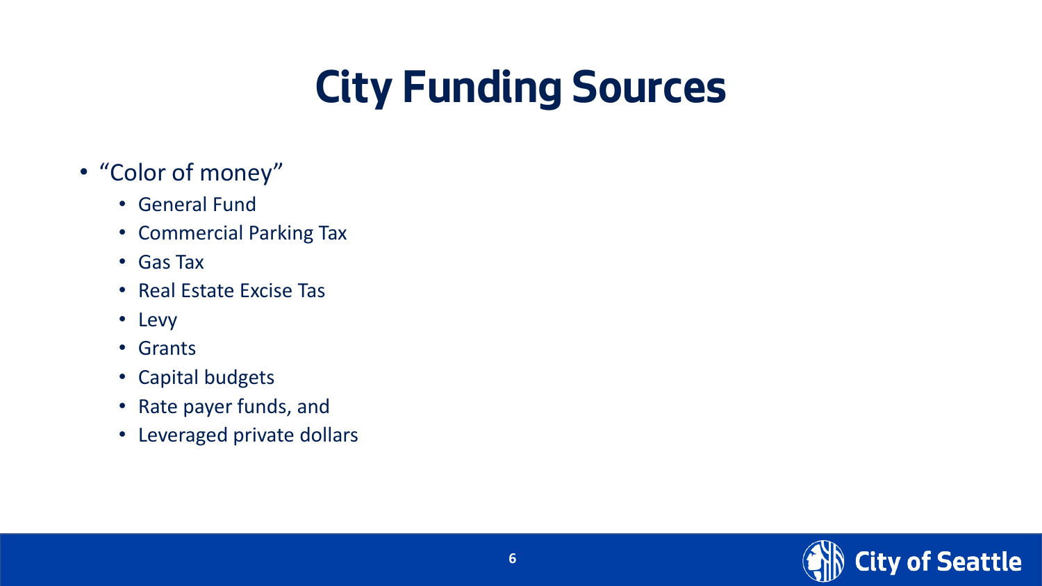# City Funding Sources

- "Color of money"
  - General Fund
  - Commercial Parking Tax
  - Gas Tax
  - Real Estate Excise Tas
  - Levy
  - Grants
  - Capital budgets
  - Rate payer funds, and
  - Leveraged private dollars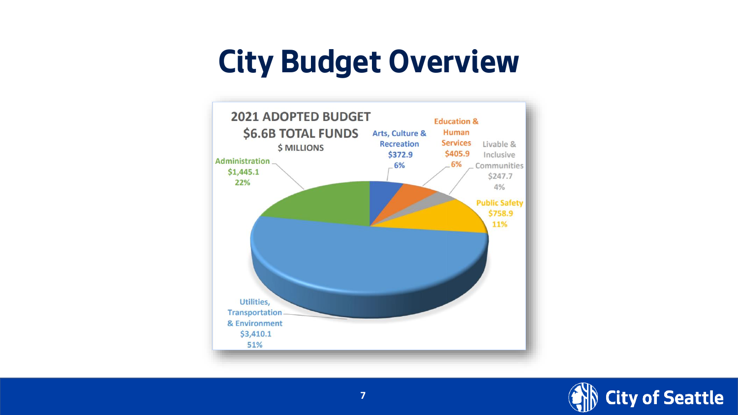# City Budget Overview

**2021 ADOPTED BUDGET**

**$6.6B TOTAL FUNDS**

$ MILLIONS

- Administration: $1,445.1 (22%)
- Arts, Culture & Recreation: $372.9 (6%)
- Education & Human Services: $405.9 (6%)
- Livable & Inclusive Communities: $247.7 (4%)
- Public Safety: $758.9 (11%)
- Utilities, Transportation & Environment: $3,410.1 (51%)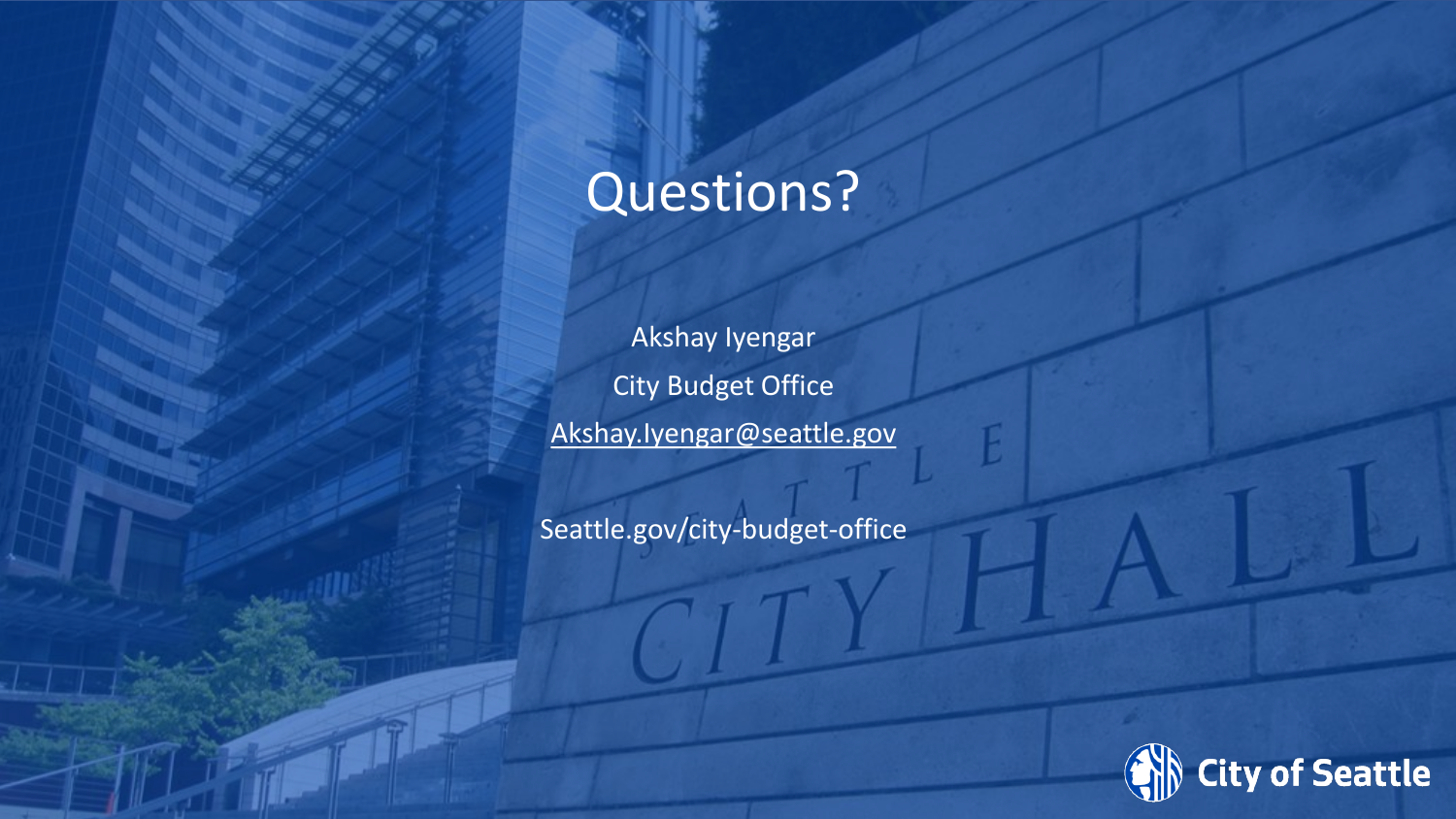# Questions?

Akshay Iyengar

City Budget Office

Akshay.Iyengar@seattle.gov

Seattle.gov/city-budget-office